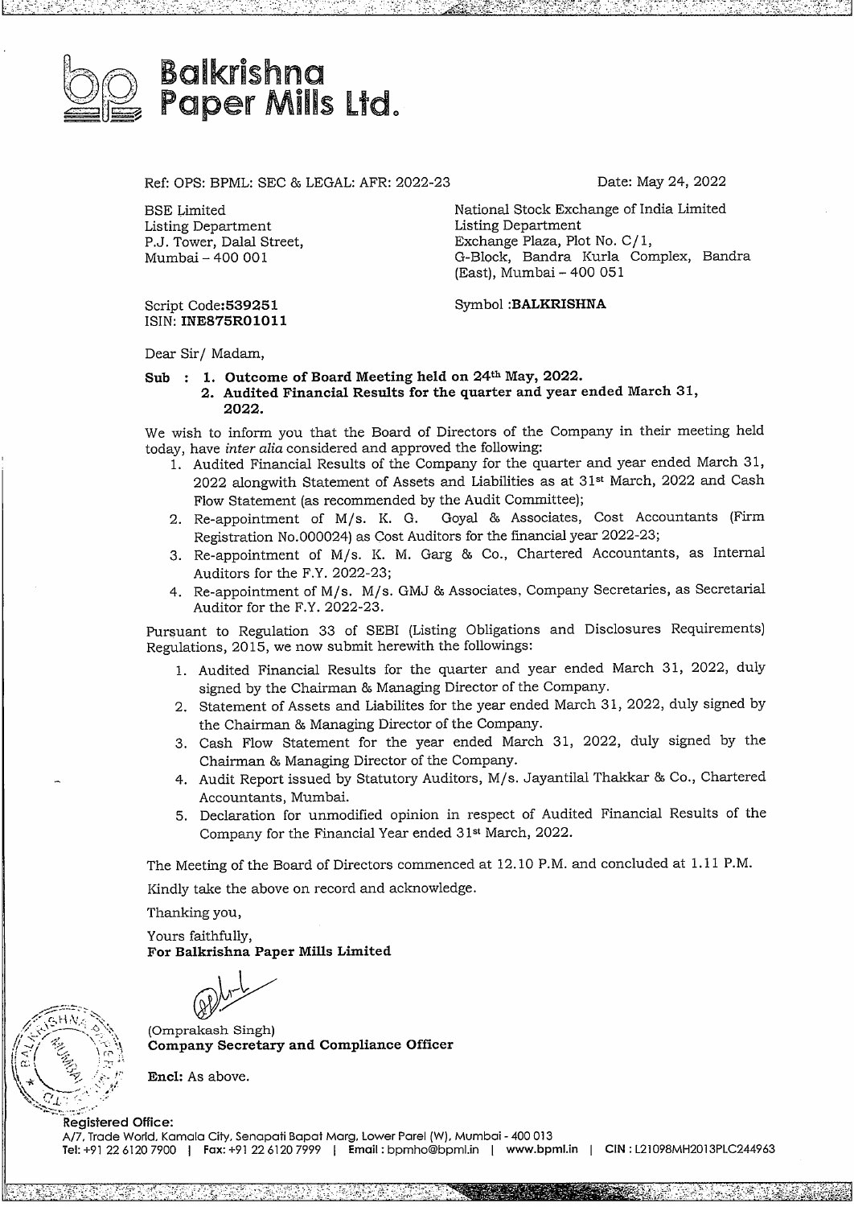# Balkrishna Paper Mills Ltd.

Ref: OPS: BPML: SEC & LEGAL: AFR: 2022-23

Date: May 24, 2022

BSE Limited
Listing Department
P.J. Tower, Dalal Street,
Mumbai – 400 001

National Stock Exchange of India Limited
Listing Department
Exchange Plaza, Plot No. C/1,
G-Block, Bandra Kurla Complex, Bandra (East), Mumbai – 400 051

Script Code:**539251**
ISIN: **INE875R01011**

Symbol :**BALKRISHNA**

Dear Sir/ Madam,

**Sub : 1. Outcome of Board Meeting held on 24th May, 2022.**
**2. Audited Financial Results for the quarter and year ended March 31, 2022.**

We wish to inform you that the Board of Directors of the Company in their meeting held today, have *inter alia* considered and approved the following:

1. Audited Financial Results of the Company for the quarter and year ended March 31, 2022 alongwith Statement of Assets and Liabilities as at 31st March, 2022 and Cash Flow Statement (as recommended by the Audit Committee);
2. Re-appointment of M/s. K. G. Goyal & Associates, Cost Accountants (Firm Registration No.000024) as Cost Auditors for the financial year 2022-23;
3. Re-appointment of M/s. K. M. Garg & Co., Chartered Accountants, as Internal Auditors for the F.Y. 2022-23;
4. Re-appointment of M/s. M/s. GMJ & Associates, Company Secretaries, as Secretarial Auditor for the F.Y. 2022-23.

Pursuant to Regulation 33 of SEBI (Listing Obligations and Disclosures Requirements) Regulations, 2015, we now submit herewith the followings:

1. Audited Financial Results for the quarter and year ended March 31, 2022, duly signed by the Chairman & Managing Director of the Company.
2. Statement of Assets and Liabilites for the year ended March 31, 2022, duly signed by the Chairman & Managing Director of the Company.
3. Cash Flow Statement for the year ended March 31, 2022, duly signed by the Chairman & Managing Director of the Company.
4. Audit Report issued by Statutory Auditors, M/s. Jayantilal Thakkar & Co., Chartered Accountants, Mumbai.
5. Declaration for unmodified opinion in respect of Audited Financial Results of the Company for the Financial Year ended 31st March, 2022.

The Meeting of the Board of Directors commenced at 12.10 P.M. and concluded at 1.11 P.M.

Kindly take the above on record and acknowledge.

Thanking you,

Yours faithfully,
**For Balkrishna Paper Mills Limited**

(Omprakash Singh)
**Company Secretary and Compliance Officer**

**Encl:** As above.

**Registered Office:**
A/7, Trade World, Kamala City, Senapati Bapat Marg, Lower Parel (W), Mumbai - 400 013
**Tel:** +91 22 6120 7900 | **Fax:** +91 22 6120 7999 | **Email :** bpmho@bpml.in | **www.bpml.in** | **CIN :** L21098MH2013PLC244963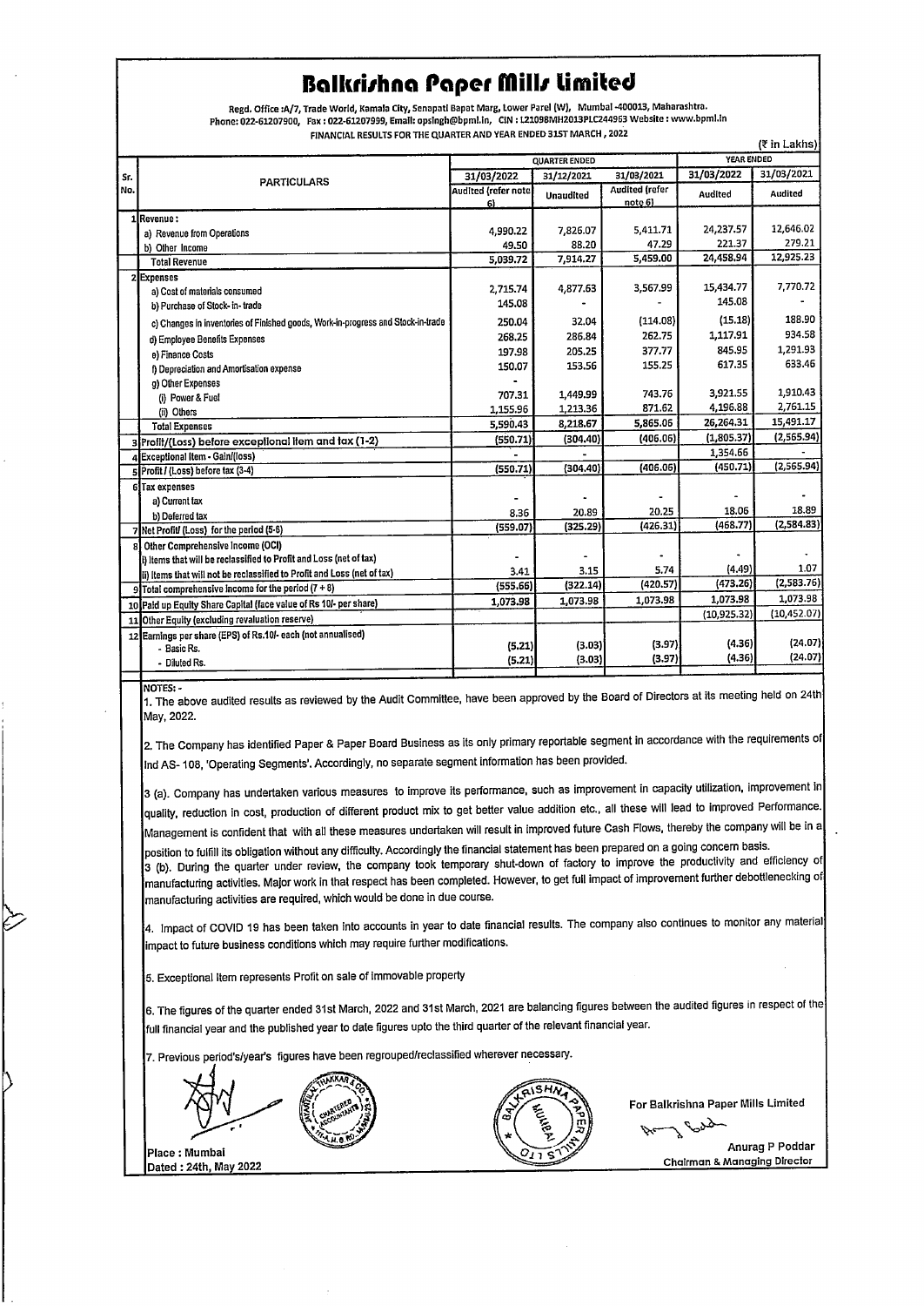# Balkrishna Paper Mills Limited

Regd. Office :A/7, Trade World, Kamala City, Senapati Bapat Marg, Lower Parel (W), Mumbai -400013, Maharashtra.
Phone: 022-61207900, Fax : 022-61207999, Email: opsingh@bpml.in, CIN : L21098MH2013PLC244963 Website : www.bpml.in

FINANCIAL RESULTS FOR THE QUARTER AND YEAR ENDED 31ST MARCH , 2022

(₹ in Lakhs)

| Sr. No. | PARTICULARS | QUARTER ENDED | | | YEAR ENDED | |
|---|---|---|---|---|---|---|
| | | 31/03/2022 | 31/12/2021 | 31/03/2021 | 31/03/2022 | 31/03/2021 |
| | | Audited (refer note 6) | Unaudited | Audited (refer note 6) | Audited | Audited |
| 1 | Revenue : | | | | | |
| | a) Revenue from Operations | 4,990.22 | 7,826.07 | 5,411.71 | 24,237.57 | 12,646.02 |
| | b) Other Income | 49.50 | 88.20 | 47.29 | 221.37 | 279.21 |
| | Total Revenue | 5,039.72 | 7,914.27 | 5,459.00 | 24,458.94 | 12,925.23 |
| 2 | Expenses | | | | | |
| | a) Cost of materials consumed | 2,715.74 | 4,877.63 | 3,567.99 | 15,434.77 | 7,770.72 |
| | b) Purchase of Stock- in- trade | 145.08 | - | - | 145.08 | - |
| | c) Changes in inventories of Finished goods, Work-in-progress and Stock-in-trade | 250.04 | 32.04 | (114.08) | (15.18) | 188.90 |
| | d) Employee Benefits Expenses | 268.25 | 286.84 | 262.75 | 1,117.91 | 934.58 |
| | e) Finance Costs | 197.98 | 205.25 | 377.77 | 845.95 | 1,291.93 |
| | f) Depreciation and Amortisation expense | 150.07 | 153.56 | 155.25 | 617.35 | 633.46 |
| | g) Other Expenses | - | | | | |
| | (i) Power & Fuel | 707.31 | 1,449.99 | 743.76 | 3,921.55 | 1,910.43 |
| | (ii) Others | 1,155.96 | 1,213.36 | 871.62 | 4,196.88 | 2,761.15 |
| | Total Expenses | 5,590.43 | 8,218.67 | 5,865.06 | 26,264.31 | 15,491.17 |
| 3 | Profit/(Loss) before exceptional item and tax (1-2) | (550.71) | (304.40) | (406.06) | (1,805.37) | (2,565.94) |
| 4 | Exceptional Item - Gain/(loss) | - | - | | 1,354.66 | - |
| 5 | Profit / (Loss) before tax (3-4) | (550.71) | (304.40) | (406.06) | (450.71) | (2,565.94) |
| 6 | Tax expenses | | | | | |
| | a) Current tax | - | - | - | - | - |
| | b) Deferred tax | 8.36 | 20.89 | 20.25 | 18.06 | 18.89 |
| 7 | Net Profit/ (Loss) for the period (5-6) | (559.07) | (325.29) | (426.31) | (468.77) | (2,584.83) |
| 8 | Other Comprehensive Income (OCI) | | | | | |
| | i) Items that will be reclassified to Profit and Loss (net of tax) | - | - | - | - | - |
| | ii) Items that will not be reclassified to Profit and Loss (net of tax) | 3.41 | 3.15 | 5.74 | (4.49) | 1.07 |
| 9 | Total comprehensive income for the period (7 + 8) | (555.66) | (322.14) | (420.57) | (473.26) | (2,583.76) |
| 10 | Paid up Equity Share Capital (face value of Rs 10/- per share) | 1,073.98 | 1,073.98 | 1,073.98 | 1,073.98 | 1,073.98 |
| 11 | Other Equity (excluding revaluation reserve) | | | | (10,925.32) | (10,452.07) |
| 12 | Earnings per share (EPS) of Rs.10/- each (not annualised) | | | | | |
| | - Basic Rs. | (5.21) | (3.03) | (3.97) | (4.36) | (24.07) |
| | - Diluted Rs. | (5.21) | (3.03) | (3.97) | (4.36) | (24.07) |

NOTES: -

1. The above audited results as reviewed by the Audit Committee, have been approved by the Board of Directors at its meeting held on 24th May, 2022.

2. The Company has identified Paper & Paper Board Business as its only primary reportable segment in accordance with the requirements of Ind AS- 108, 'Operating Segments'. Accordingly, no separate segment information has been provided.

3 (a). Company has undertaken various measures to improve its performance, such as improvement in capacity utilization, improvement in quality, reduction in cost, production of different product mix to get better value addition etc., all these will lead to improved Performance. Management is confident that with all these measures undertaken will result in improved future Cash Flows, thereby the company will be in a position to fulfill its obligation without any difficulty. Accordingly the financial statement has been prepared on a going concern basis.

3 (b). During the quarter under review, the company took temporary shut-down of factory to improve the productivity and efficiency of manufacturing activities. Major work in that respect has been completed. However, to get full impact of improvement further debottlenecking of manufacturing activities are required, which would be done in due course.

4. Impact of COVID 19 has been taken into accounts in year to date financial results. The company also continues to monitor any material impact to future business conditions which may require further modifications.

5. Exceptional item represents Profit on sale of immovable property

6. The figures of the quarter ended 31st March, 2022 and 31st March, 2021 are balancing figures between the audited figures in respect of the full financial year and the published year to date figures upto the third quarter of the relevant financial year.

7. Previous period's/year's figures have been regrouped/reclassified wherever necessary.

Place : Mumbai
Dated : 24th, May 2022

For Balkrishna Paper Mills Limited

Anurag P Poddar
Chairman & Managing Director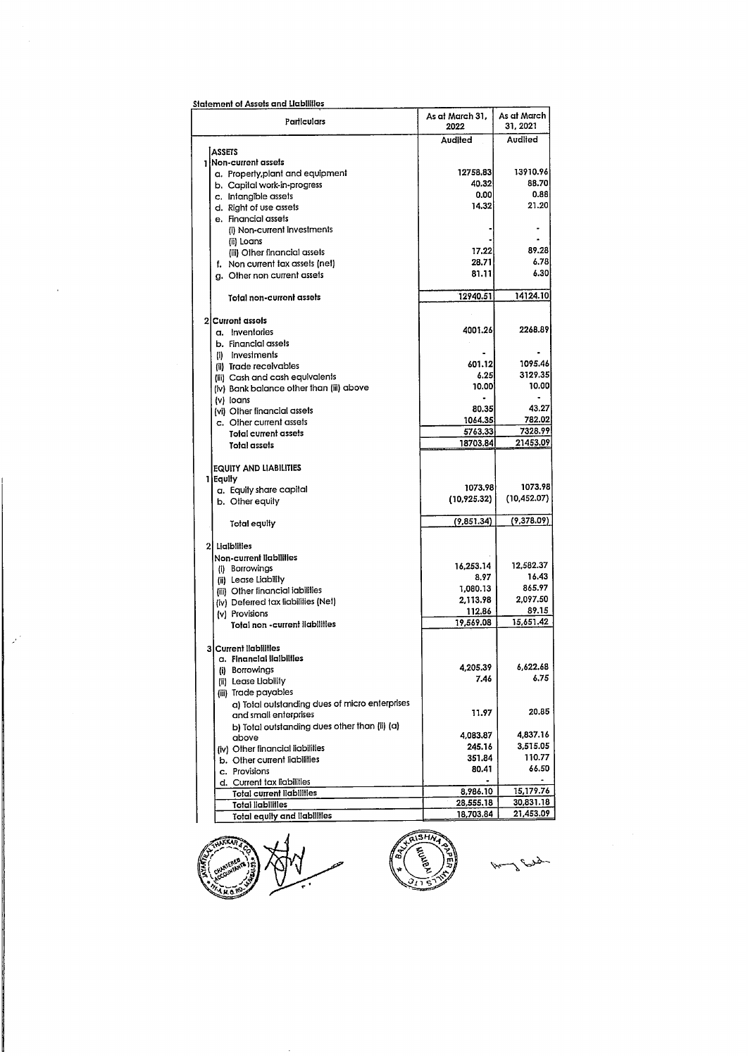Statement of Assets and Liabilities

| | Particulars | As at March 31, 2022 | As at March 31, 2021 |
|---|---|---|---|
| | | Audited | Audited |
| | **ASSETS** | | |
| 1 | **Non-current assets** | | |
| | a. Property,plant and equipment | 12758.83 | 13910.96 |
| | b. Capital work-in-progress | 40.32 | 88.70 |
| | c. Intangible assets | 0.00 | 0.88 |
| | d. Right of use assets | 14.32 | 21.20 |
| | e. Financial assets | | |
| | (i) Non-current investments | - | - |
| | (ii) Loans | - | - |
| | (iii) Other financial assets | 17.22 | 89.28 |
| | f. Non current tax assets (net) | 28.71 | 6.78 |
| | g. Other non current assets | 81.11 | 6.30 |
| | **Total non-current assets** | 12940.51 | 14124.10 |
| 2 | **Current assets** | | |
| | a. Inventories | 4001.26 | 2268.89 |
| | b. Financial assets | | |
| | (i) Investments | - | - |
| | (ii) Trade receivables | 601.12 | 1095.46 |
| | (iii) Cash and cash equivalents | 6.25 | 3129.35 |
| | (iv) Bank balance other than (iii) above | 10.00 | 10.00 |
| | (v) loans | - | - |
| | (vi) Other financial assets | 80.35 | 43.27 |
| | c. Other current assets | 1064.35 | 782.02 |
| | **Total current assets** | 5763.33 | 7328.99 |
| | **Total assets** | 18703.84 | 21453.09 |
| | **EQUITY AND LIABILITIES** | | |
| 1 | **Equity** | | |
| | a. Equity share capital | 1073.98 | 1073.98 |
| | b. Other equity | (10,925.32) | (10,452.07) |
| | **Total equity** | (9,851.34) | (9,378.09) |
| 2 | **Liabilities** | | |
| | **Non-current liabilities** | | |
| | (i) Borrowings | 16,253.14 | 12,582.37 |
| | (ii) Lease Liability | 8.97 | 16.43 |
| | (iii) Other financial iabilities | 1,080.13 | 865.97 |
| | (iv) Deferred tax liabilities (Net) | 2,113.98 | 2,097.50 |
| | (v) Provisions | 112.86 | 89.15 |
| | **Total non -current liabilities** | 19,569.08 | 15,651.42 |
| 3 | **Current liabilities** | | |
| | a. **Financial liabilities** | | |
| | (i) Borrowings | 4,205.39 | 6,622.68 |
| | (ii) Lease Liabiity | 7.46 | 6.75 |
| | (iii) Trade payables | | |
| | a) Total outstanding dues of micro enterprises and small enterprises | 11.97 | 20.85 |
| | b) Total outstanding dues other than (ii) (a) above | 4,083.87 | 4,837.16 |
| | (iv) Other financial liabilities | 245.16 | 3,515.05 |
| | b. Other current liabilities | 351.84 | 110.77 |
| | c. Provisions | 80.41 | 66.50 |
| | d. Current tax liabilities | - | - |
| | **Total current liabilities** | 8,986.10 | 15,179.76 |
| | **Total liabilities** | 28,555.18 | 30,831.18 |
| | **Total equity and liabilities** | 18,703.84 | 21,453.09 |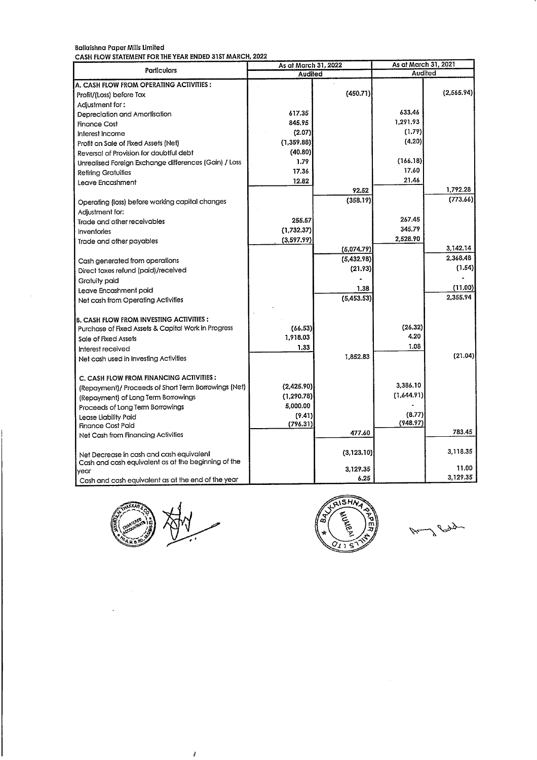Balkrishna Paper Mills Limited

CASH FLOW STATEMENT FOR THE YEAR ENDED 31ST MARCH, 2022

| Particulars | As at March 31, 2022 | | As at March 31, 2021 | |
|---|---|---|---|---|
| | Audited | | Audited | |
| **A. CASH FLOW FROM OPERATING ACTIVITIES :** | | | | |
| Profit/(Loss) before Tax | | (450.71) | | (2,565.94) |
| Adjustment for : | | | | |
| Depreciation and Amortisation | 617.35 | | 633.46 | |
| Finance Cost | 845.95 | | 1,291.93 | |
| Interest Income | (2.07) | | (1.79) | |
| Profit on Sale of Fixed Assets (Net) | (1,359.88) | | (4.20) | |
| Reversal of Provision for doubtful debt | (40.80) | | | |
| Unrealised Foreign Exchange differences (Gain) / Loss | 1.79 | | (166.18) | |
| Retiring Gratuities | 17.36 | | 17.60 | |
| Leave Encashment | 12.82 | | 21.46 | |
| | | 92.52 | | 1,792.28 |
| Operating (loss) before working capital changes | | (358.19) | | (773.66) |
| Adjustment for: | | | | |
| Trade and other receivables | 255.57 | | 267.45 | |
| Inventories | (1,732.37) | | 345.79 | |
| Trade and other payables | (3,597.99) | | 2,528.90 | |
| | | (5,074.79) | | 3,142.14 |
| Cash generated from operations | | (5,432.98) | | 2,368.48 |
| Direct taxes refund (paid)/received | | (21.93) | | (1.54) |
| Gratuity paid | | - | | - |
| Leave Encashment paid | | 1.38 | | (11.00) |
| Net cash from Operating Activities | | (5,453.53) | | 2,355.94 |
| **B. CASH FLOW FROM INVESTING ACTIVITIES :** | | | | |
| Purchase of Fixed Assets & Capital Work in Progress | (66.53) | | (26.32) | |
| Sale of Fixed Assets | 1,918.03 | | 4.20 | |
| Interest received | 1.33 | | 1.08 | |
| Net cash used in Investing Activities | | 1,852.83 | | (21.04) |
| **C. CASH FLOW FROM FINANCING ACTIVITIES :** | | | | |
| (Repayment)/ Proceeds of Short Term Borrowings (Net) | (2,425.90) | | 3,386.10 | |
| (Repayment) of Long Term Borrowings | (1,290.78) | | (1,644.91) | |
| Proceeds of Long Term Borrowings | 5,000.00 | | - | |
| Lease Liability Paid | (9.41) | | (8.77) | |
| Finance Cost Paid | (796.31) | | (948.97) | |
| Net Cash from Financing Activities | | 477.60 | | 783.45 |
| Net Decrease in cash and cash equivalent | | (3,123.10) | | 3,118.35 |
| Cash and cash equivalent as at the beginning of the year | | 3,129.35 | | 11.00 |
| Cash and cash equivalent as at the end of the year | | 6.25 | | 3,129.35 |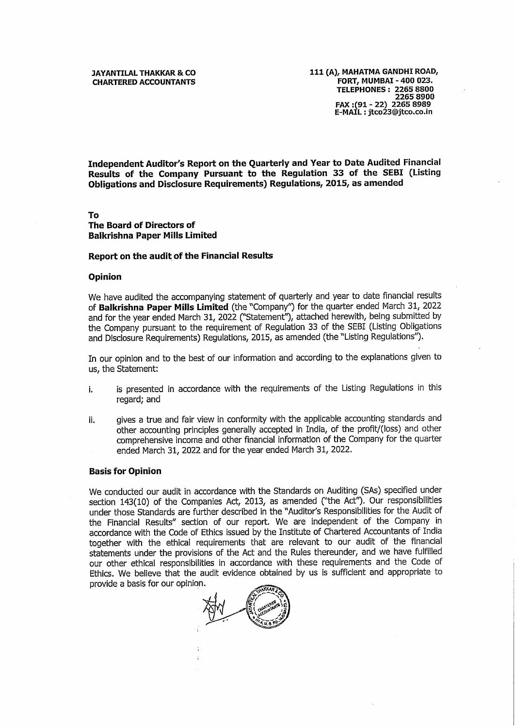**JAYANTILAL THAKKAR & CO**
**CHARTERED ACCOUNTANTS**

**111 (A), MAHATMA GANDHI ROAD,**
**FORT, MUMBAI - 400 023.**
**TELEPHONES : 2265 8800**
**2265 8900**
**FAX :(91 - 22) 2265 8989**
**E-MAIL : jtco23@jtco.co.in**

## Independent Auditor's Report on the Quarterly and Year to Date Audited Financial Results of the Company Pursuant to the Regulation 33 of the SEBI (Listing Obligations and Disclosure Requirements) Regulations, 2015, as amended

**To**
**The Board of Directors of**
**Balkrishna Paper Mills Limited**

### Report on the audit of the Financial Results

### Opinion

We have audited the accompanying statement of quarterly and year to date financial results of **Balkrishna Paper Mills Limited** (the "Company") for the quarter ended March 31, 2022 and for the year ended March 31, 2022 ("Statement"), attached herewith, being submitted by the Company pursuant to the requirement of Regulation 33 of the SEBI (Listing Obligations and Disclosure Requirements) Regulations, 2015, as amended (the "Listing Regulations").

In our opinion and to the best of our information and according to the explanations given to us, the Statement:

i. is presented in accordance with the requirements of the Listing Regulations in this regard; and

ii. gives a true and fair view in conformity with the applicable accounting standards and other accounting principles generally accepted in India, of the profit/(loss) and other comprehensive income and other financial information of the Company for the quarter ended March 31, 2022 and for the year ended March 31, 2022.

### Basis for Opinion

We conducted our audit in accordance with the Standards on Auditing (SAs) specified under section 143(10) of the Companies Act, 2013, as amended ("the Act"). Our responsibilities under those Standards are further described in the "Auditor's Responsibilities for the Audit of the Financial Results" section of our report. We are independent of the Company in accordance with the Code of Ethics issued by the Institute of Chartered Accountants of India together with the ethical requirements that are relevant to our audit of the financial statements under the provisions of the Act and the Rules thereunder, and we have fulfilled our other ethical responsibilities in accordance with these requirements and the Code of Ethics. We believe that the audit evidence obtained by us is sufficient and appropriate to provide a basis for our opinion.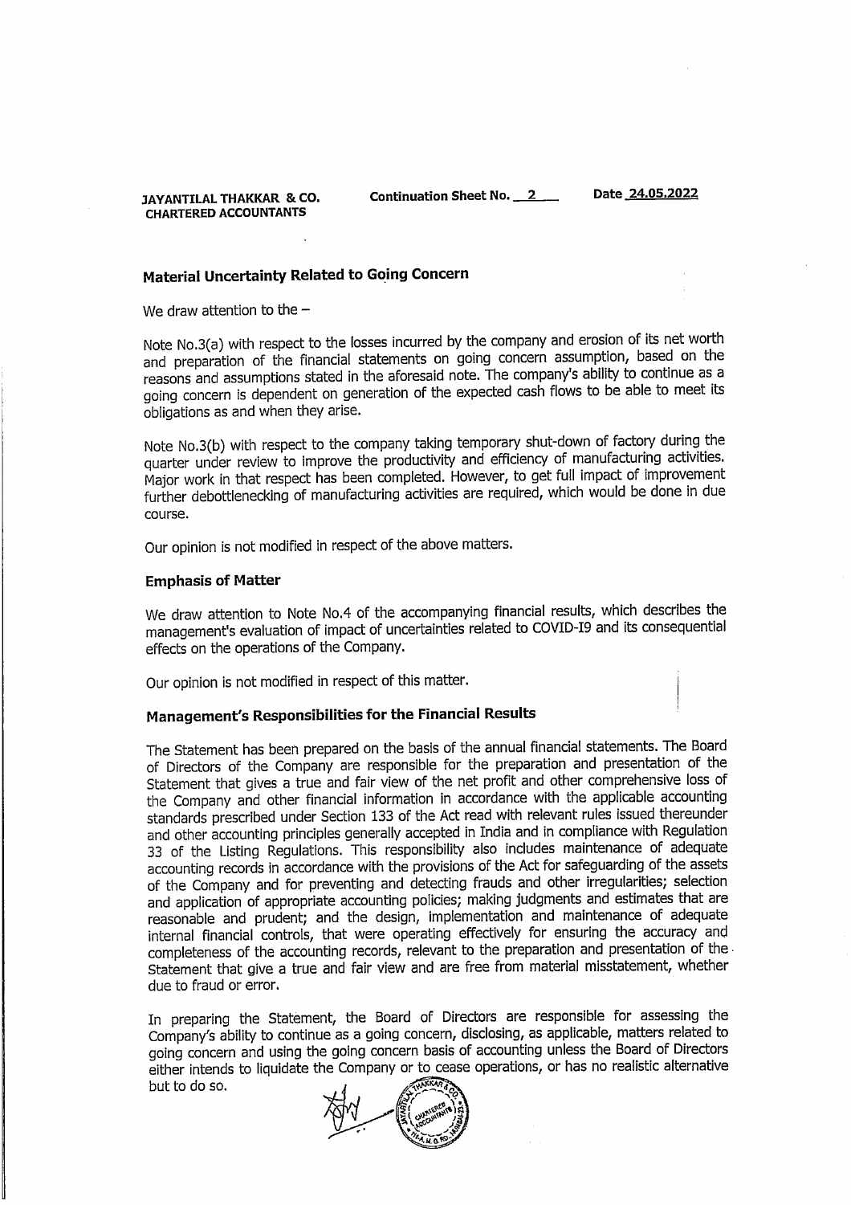JAYANTILAL THAKKAR & CO.
CHARTERED ACCOUNTANTS

Continuation Sheet No. 2

Date 24.05.2022

### Material Uncertainty Related to Going Concern

We draw attention to the –

Note No.3(a) with respect to the losses incurred by the company and erosion of its net worth and preparation of the financial statements on going concern assumption, based on the reasons and assumptions stated in the aforesaid note. The company's ability to continue as a going concern is dependent on generation of the expected cash flows to be able to meet its obligations as and when they arise.

Note No.3(b) with respect to the company taking temporary shut-down of factory during the quarter under review to improve the productivity and efficiency of manufacturing activities. Major work in that respect has been completed. However, to get full impact of improvement further debottlenecking of manufacturing activities are required, which would be done in due course.

Our opinion is not modified in respect of the above matters.

### Emphasis of Matter

We draw attention to Note No.4 of the accompanying financial results, which describes the management's evaluation of impact of uncertainties related to COVID-I9 and its consequential effects on the operations of the Company.

Our opinion is not modified in respect of this matter.

### Management's Responsibilities for the Financial Results

The Statement has been prepared on the basis of the annual financial statements. The Board of Directors of the Company are responsible for the preparation and presentation of the Statement that gives a true and fair view of the net profit and other comprehensive loss of the Company and other financial information in accordance with the applicable accounting standards prescribed under Section 133 of the Act read with relevant rules issued thereunder and other accounting principles generally accepted in India and in compliance with Regulation 33 of the Listing Regulations. This responsibility also includes maintenance of adequate accounting records in accordance with the provisions of the Act for safeguarding of the assets of the Company and for preventing and detecting frauds and other irregularities; selection and application of appropriate accounting policies; making judgments and estimates that are reasonable and prudent; and the design, implementation and maintenance of adequate internal financial controls, that were operating effectively for ensuring the accuracy and completeness of the accounting records, relevant to the preparation and presentation of the Statement that give a true and fair view and are free from material misstatement, whether due to fraud or error.

In preparing the Statement, the Board of Directors are responsible for assessing the Company's ability to continue as a going concern, disclosing, as applicable, matters related to going concern and using the going concern basis of accounting unless the Board of Directors either intends to liquidate the Company or to cease operations, or has no realistic alternative but to do so.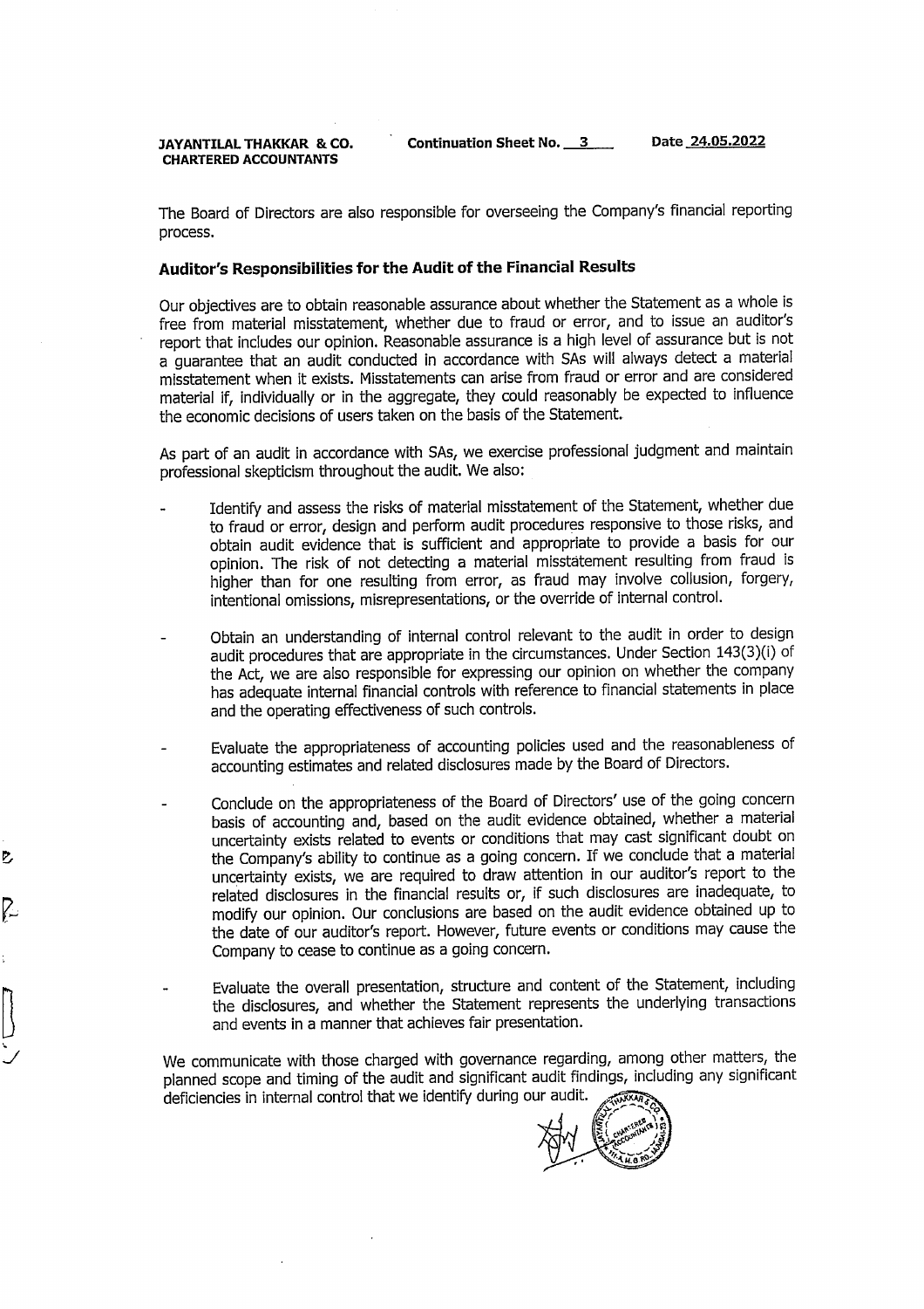**JAYANTILAL THAKKAR & CO.**
**CHARTERED ACCOUNTANTS**

**Continuation Sheet No. 3** **Date 24.05.2022**

The Board of Directors are also responsible for overseeing the Company's financial reporting process.

### Auditor's Responsibilities for the Audit of the Financial Results

Our objectives are to obtain reasonable assurance about whether the Statement as a whole is free from material misstatement, whether due to fraud or error, and to issue an auditor's report that includes our opinion. Reasonable assurance is a high level of assurance but is not a guarantee that an audit conducted in accordance with SAs will always detect a material misstatement when it exists. Misstatements can arise from fraud or error and are considered material if, individually or in the aggregate, they could reasonably be expected to influence the economic decisions of users taken on the basis of the Statement.

As part of an audit in accordance with SAs, we exercise professional judgment and maintain professional skepticism throughout the audit. We also:

- Identify and assess the risks of material misstatement of the Statement, whether due to fraud or error, design and perform audit procedures responsive to those risks, and obtain audit evidence that is sufficient and appropriate to provide a basis for our opinion. The risk of not detecting a material misstatement resulting from fraud is higher than for one resulting from error, as fraud may involve collusion, forgery, intentional omissions, misrepresentations, or the override of internal control.

- Obtain an understanding of internal control relevant to the audit in order to design audit procedures that are appropriate in the circumstances. Under Section 143(3)(i) of the Act, we are also responsible for expressing our opinion on whether the company has adequate internal financial controls with reference to financial statements in place and the operating effectiveness of such controls.

- Evaluate the appropriateness of accounting policies used and the reasonableness of accounting estimates and related disclosures made by the Board of Directors.

- Conclude on the appropriateness of the Board of Directors' use of the going concern basis of accounting and, based on the audit evidence obtained, whether a material uncertainty exists related to events or conditions that may cast significant doubt on the Company's ability to continue as a going concern. If we conclude that a material uncertainty exists, we are required to draw attention in our auditor's report to the related disclosures in the financial results or, if such disclosures are inadequate, to modify our opinion. Our conclusions are based on the audit evidence obtained up to the date of our auditor's report. However, future events or conditions may cause the Company to cease to continue as a going concern.

- Evaluate the overall presentation, structure and content of the Statement, including the disclosures, and whether the Statement represents the underlying transactions and events in a manner that achieves fair presentation.

We communicate with those charged with governance regarding, among other matters, the planned scope and timing of the audit and significant audit findings, including any significant deficiencies in internal control that we identify during our audit.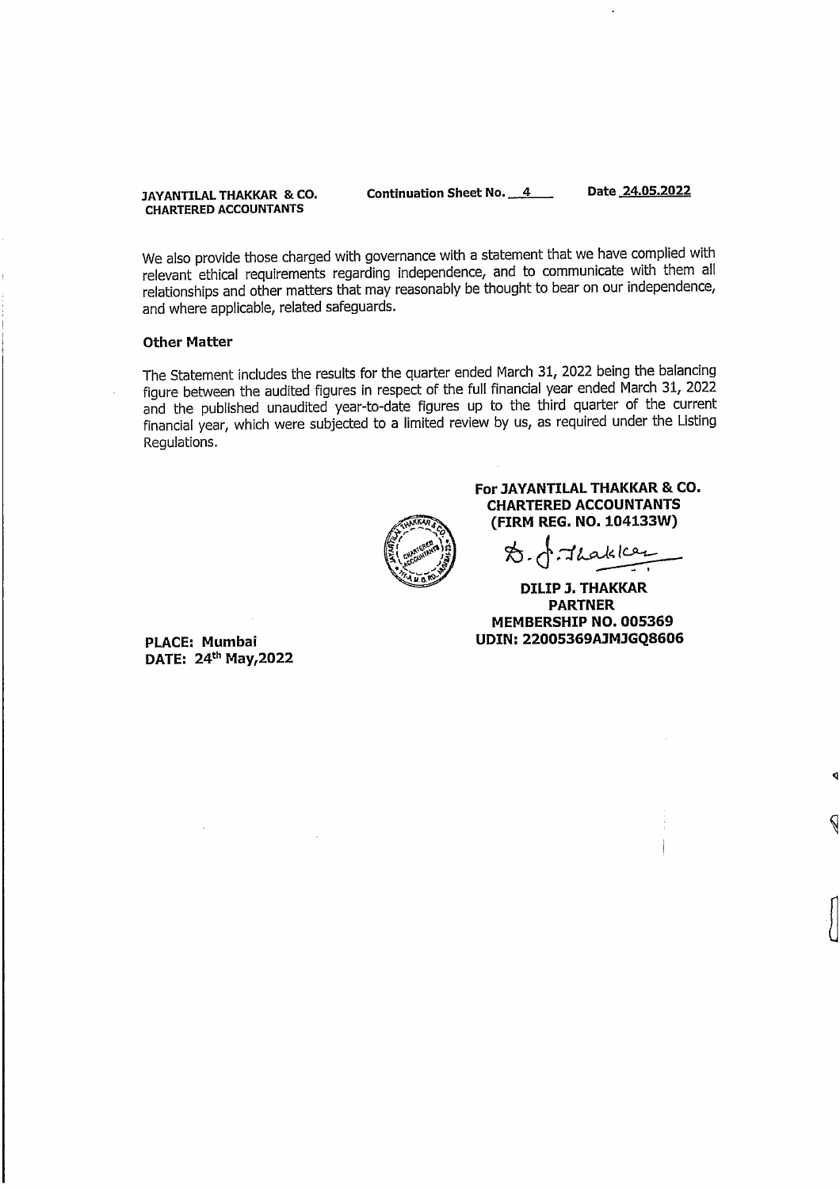JAYANTILAL THAKKAR & CO.
CHARTERED ACCOUNTANTS

Continuation Sheet No. 4 Date 24.05.2022

We also provide those charged with governance with a statement that we have complied with relevant ethical requirements regarding independence, and to communicate with them all relationships and other matters that may reasonably be thought to bear on our independence, and where applicable, related safeguards.

**Other Matter**

The Statement includes the results for the quarter ended March 31, 2022 being the balancing figure between the audited figures in respect of the full financial year ended March 31, 2022 and the published unaudited year-to-date figures up to the third quarter of the current financial year, which were subjected to a limited review by us, as required under the Listing Regulations.

**For JAYANTILAL THAKKAR & CO.**
**CHARTERED ACCOUNTANTS**
**(FIRM REG. NO. 104133W)**

**DILIP J. THAKKAR**
**PARTNER**
**MEMBERSHIP NO. 005369**
**UDIN: 22005369AJMJGQ8606**

**PLACE: Mumbai**
**DATE: 24th May,2022**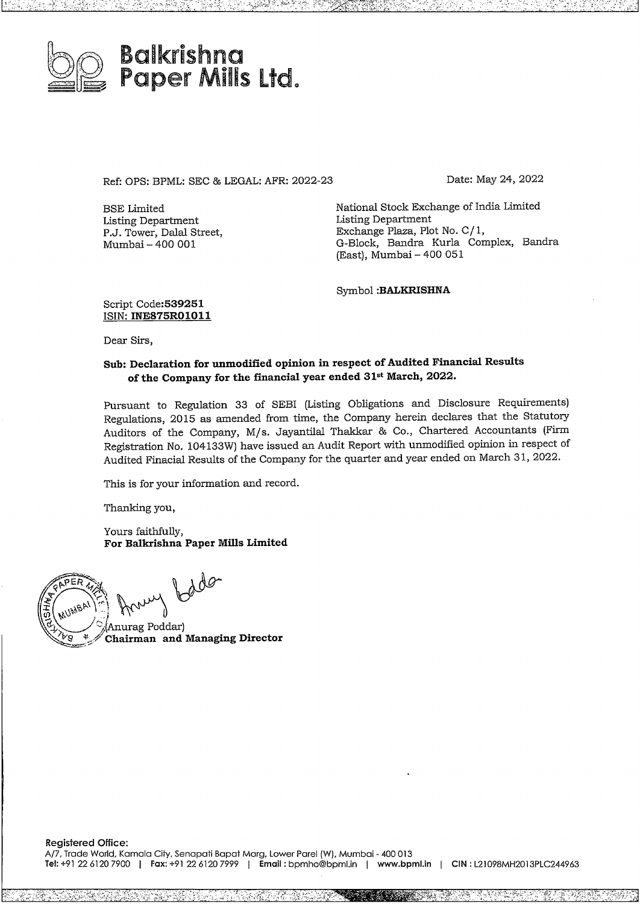# Balkrishna Paper Mills Ltd.

Ref: OPS: BPML: SEC & LEGAL: AFR: 2022-23

Date: May 24, 2022

BSE Limited
Listing Department
P.J. Tower, Dalal Street,
Mumbai – 400 001

National Stock Exchange of India Limited
Listing Department
Exchange Plaza, Plot No. C/1,
G-Block, Bandra Kurla Complex, Bandra (East), Mumbai – 400 051

Symbol :**BALKRISHNA**

Script Code:**539251**
ISIN: **INE875R01011**

Dear Sirs,

**Sub: Declaration for unmodified opinion in respect of Audited Financial Results of the Company for the financial year ended 31st March, 2022.**

Pursuant to Regulation 33 of SEBI (Listing Obligations and Disclosure Requirements) Regulations, 2015 as amended from time, the Company herein declares that the Statutory Auditors of the Company, M/s. Jayantilal Thakkar & Co., Chartered Accountants (Firm Registration No. 104133W) have issued an Audit Report with unmodified opinion in respect of Audited Finacial Results of the Company for the quarter and year ended on March 31, 2022.

This is for your information and record.

Thanking you,

Yours faithfully,
**For Balkrishna Paper Mills Limited**

(Anurag Poddar)
**Chairman and Managing Director**

**Registered Office:**
A/7, Trade World, Kamala City, Senapati Bapat Marg, Lower Parel (W), Mumbai - 400 013
**Tel:** +91 22 6120 7900 | **Fax:** +91 22 6120 7999 | **Email:** bpmho@bpml.in | **www.bpml.in** | **CIN:** L21098MH2013PLC244963